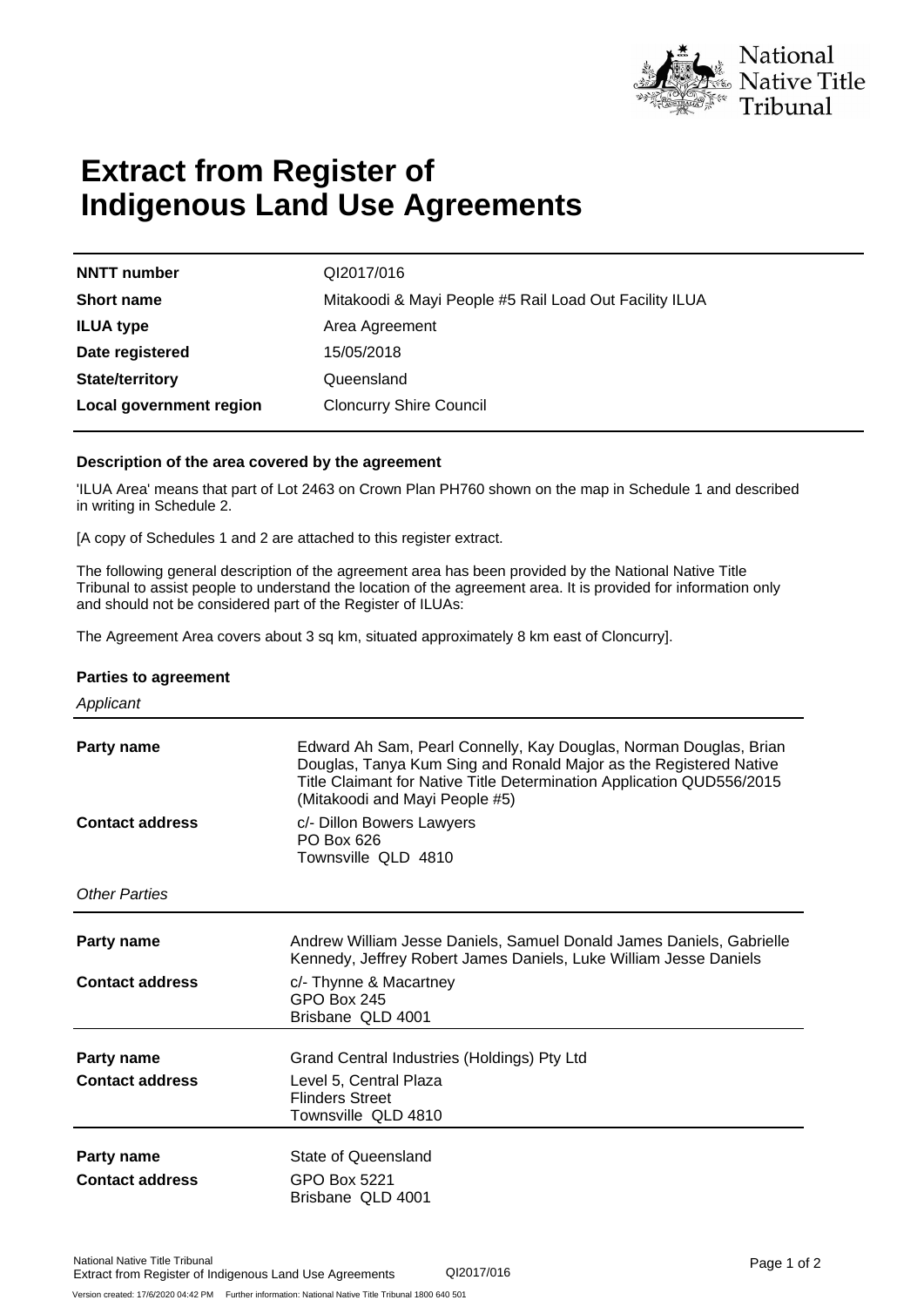# Extract from Register of Indigenous Land Use Agreements

| | |
|---|---|
| **NNTT number** | QI2017/016 |
| **Short name** | Mitakoodi & Mayi People #5 Rail Load Out Facility ILUA |
| **ILUA type** | Area Agreement |
| **Date registered** | 15/05/2018 |
| **State/territory** | Queensland |
| **Local government region** | Cloncurry Shire Council |

### Description of the area covered by the agreement

'ILUA Area' means that part of Lot 2463 on Crown Plan PH760 shown on the map in Schedule 1 and described in writing in Schedule 2.

[A copy of Schedules 1 and 2 are attached to this register extract.

The following general description of the agreement area has been provided by the National Native Title Tribunal to assist people to understand the location of the agreement area. It is provided for information only and should not be considered part of the Register of ILUAs:

The Agreement Area covers about 3 sq km, situated approximately 8 km east of Cloncurry].

### Parties to agreement

*Applicant*

**Party name**
Edward Ah Sam, Pearl Connelly, Kay Douglas, Norman Douglas, Brian Douglas, Tanya Kum Sing and Ronald Major as the Registered Native Title Claimant for Native Title Determination Application QUD556/2015 (Mitakoodi and Mayi People #5)

**Contact address**
c/- Dillon Bowers Lawyers
PO Box 626
Townsville QLD 4810

*Other Parties*

**Party name**
Andrew William Jesse Daniels, Samuel Donald James Daniels, Gabrielle Kennedy, Jeffrey Robert James Daniels, Luke William Jesse Daniels

**Contact address**
c/- Thynne & Macartney
GPO Box 245
Brisbane QLD 4001

**Party name**
Grand Central Industries (Holdings) Pty Ltd

**Contact address**
Level 5, Central Plaza
Flinders Street
Townsville QLD 4810

**Party name**
State of Queensland

**Contact address**
GPO Box 5221
Brisbane QLD 4001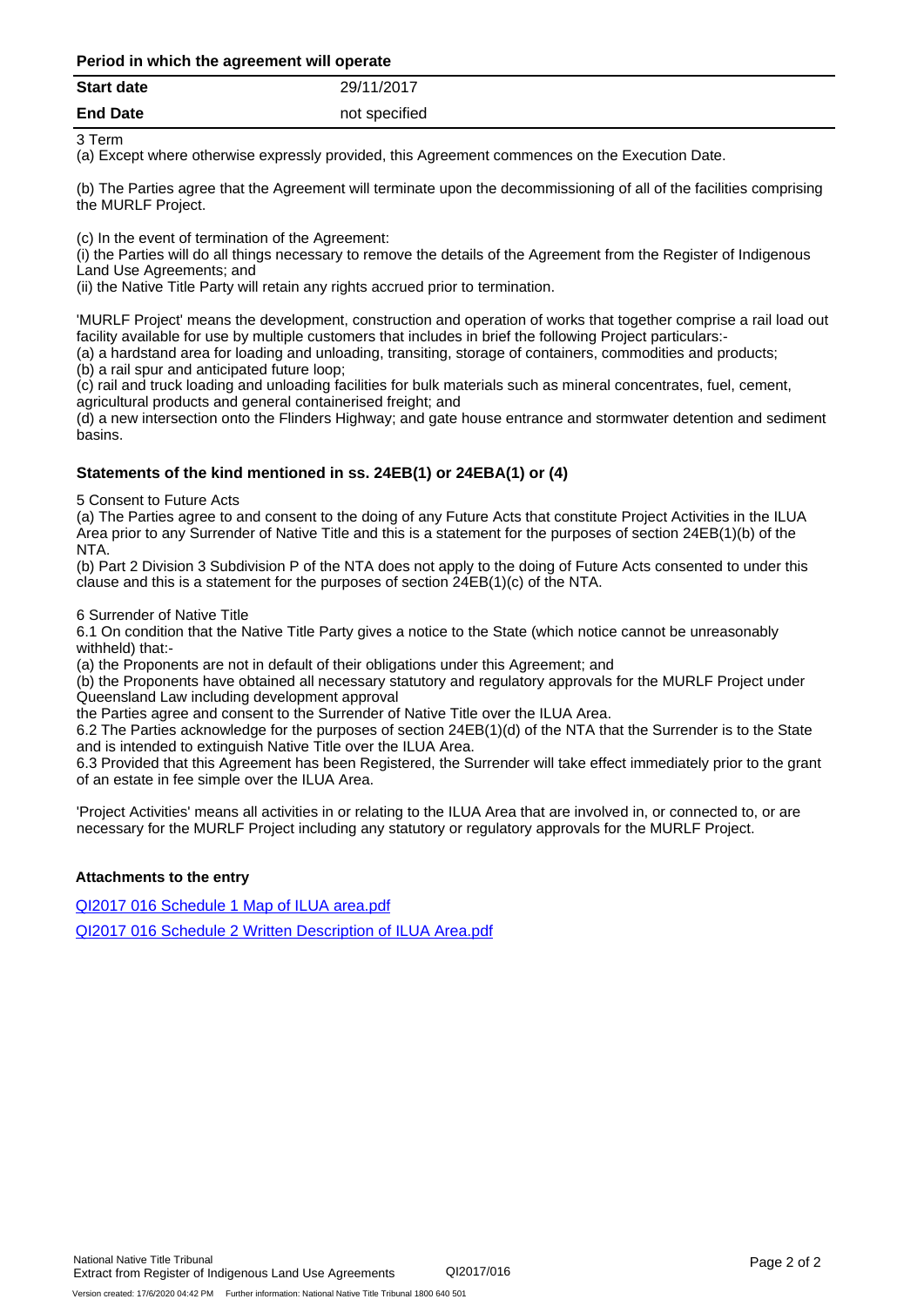### Period in which the agreement will operate

| | |
|---|---|
| **Start date** | 29/11/2017 |
| **End Date** | not specified |

3 Term

(a) Except where otherwise expressly provided, this Agreement commences on the Execution Date.

(b) The Parties agree that the Agreement will terminate upon the decommissioning of all of the facilities comprising the MURLF Project.

(c) In the event of termination of the Agreement:
(i) the Parties will do all things necessary to remove the details of the Agreement from the Register of Indigenous Land Use Agreements; and
(ii) the Native Title Party will retain any rights accrued prior to termination.

'MURLF Project' means the development, construction and operation of works that together comprise a rail load out facility available for use by multiple customers that includes in brief the following Project particulars:-
(a) a hardstand area for loading and unloading, transiting, storage of containers, commodities and products;
(b) a rail spur and anticipated future loop;
(c) rail and truck loading and unloading facilities for bulk materials such as mineral concentrates, fuel, cement, agricultural products and general containerised freight; and
(d) a new intersection onto the Flinders Highway; and gate house entrance and stormwater detention and sediment basins.

### Statements of the kind mentioned in ss. 24EB(1) or 24EBA(1) or (4)

5 Consent to Future Acts
(a) The Parties agree to and consent to the doing of any Future Acts that constitute Project Activities in the ILUA Area prior to any Surrender of Native Title and this is a statement for the purposes of section 24EB(1)(b) of the NTA.
(b) Part 2 Division 3 Subdivision P of the NTA does not apply to the doing of Future Acts consented to under this clause and this is a statement for the purposes of section 24EB(1)(c) of the NTA.

6 Surrender of Native Title
6.1 On condition that the Native Title Party gives a notice to the State (which notice cannot be unreasonably withheld) that:-
(a) the Proponents are not in default of their obligations under this Agreement; and
(b) the Proponents have obtained all necessary statutory and regulatory approvals for the MURLF Project under Queensland Law including development approval
the Parties agree and consent to the Surrender of Native Title over the ILUA Area.
6.2 The Parties acknowledge for the purposes of section 24EB(1)(d) of the NTA that the Surrender is to the State and is intended to extinguish Native Title over the ILUA Area.
6.3 Provided that this Agreement has been Registered, the Surrender will take effect immediately prior to the grant of an estate in fee simple over the ILUA Area.

'Project Activities' means all activities in or relating to the ILUA Area that are involved in, or connected to, or are necessary for the MURLF Project including any statutory or regulatory approvals for the MURLF Project.

### Attachments to the entry

QI2017 016 Schedule 1 Map of ILUA area.pdf

QI2017 016 Schedule 2 Written Description of ILUA Area.pdf